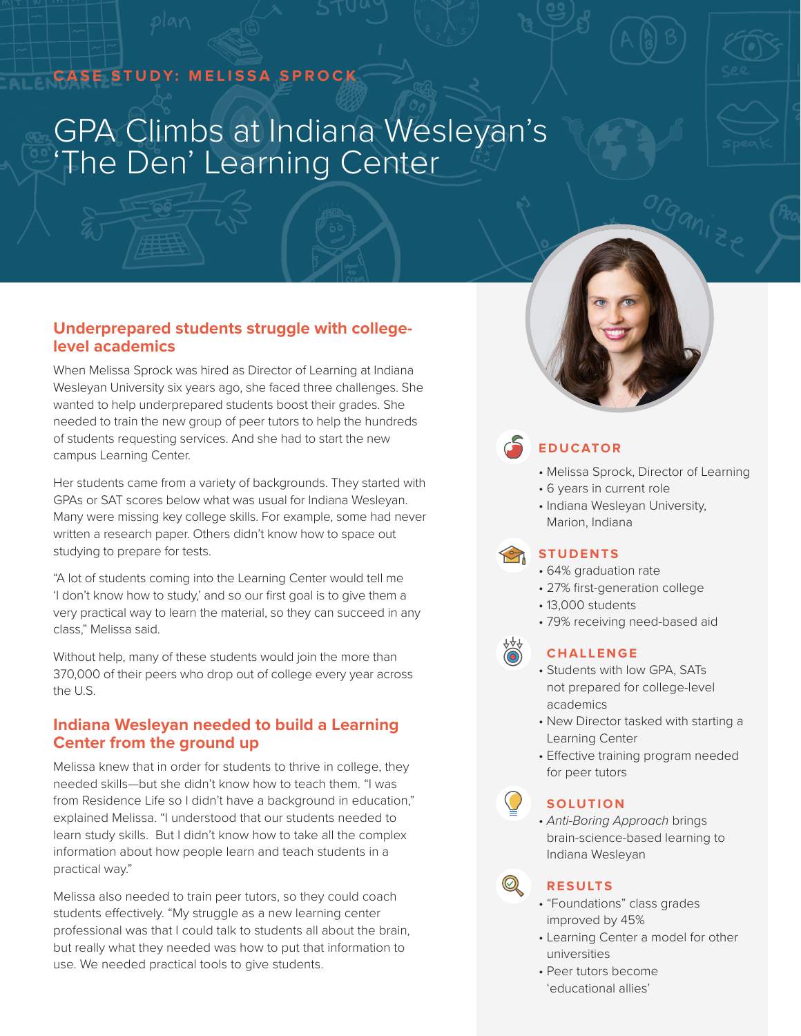CASE STUDY: MELISSA SPROCK

# GPA Climbs at Indiana Wesleyan's 'The Den' Learning Center

## Underprepared students struggle with college-level academics

When Melissa Sprock was hired as Director of Learning at Indiana Wesleyan University six years ago, she faced three challenges. She wanted to help underprepared students boost their grades. She needed to train the new group of peer tutors to help the hundreds of students requesting services. And she had to start the new campus Learning Center.

Her students came from a variety of backgrounds. They started with GPAs or SAT scores below what was usual for Indiana Wesleyan. Many were missing key college skills. For example, some had never written a research paper. Others didn't know how to space out studying to prepare for tests.

"A lot of students coming into the Learning Center would tell me 'I don't know how to study,' and so our first goal is to give them a very practical way to learn the material, so they can succeed in any class," Melissa said.

Without help, many of these students would join the more than 370,000 of their peers who drop out of college every year across the U.S.

## Indiana Wesleyan needed to build a Learning Center from the ground up

Melissa knew that in order for students to thrive in college, they needed skills—but she didn't know how to teach them. "I was from Residence Life so I didn't have a background in education," explained Melissa. "I understood that our students needed to learn study skills. But I didn't know how to take all the complex information about how people learn and teach students in a practical way."

Melissa also needed to train peer tutors, so they could coach students effectively. "My struggle as a new learning center professional was that I could talk to students all about the brain, but really what they needed was how to put that information to use. We needed practical tools to give students.

### EDUCATOR

- Melissa Sprock, Director of Learning
- 6 years in current role
- Indiana Wesleyan University, Marion, Indiana

### STUDENTS

- 64% graduation rate
- 27% first-generation college
- 13,000 students
- 79% receiving need-based aid

### CHALLENGE

- Students with low GPA, SATs not prepared for college-level academics
- New Director tasked with starting a Learning Center
- Effective training program needed for peer tutors

### SOLUTION

- *Anti-Boring Approach* brings brain-science-based learning to Indiana Wesleyan

### RESULTS

- "Foundations" class grades improved by 45%
- Learning Center a model for other universities
- Peer tutors become 'educational allies'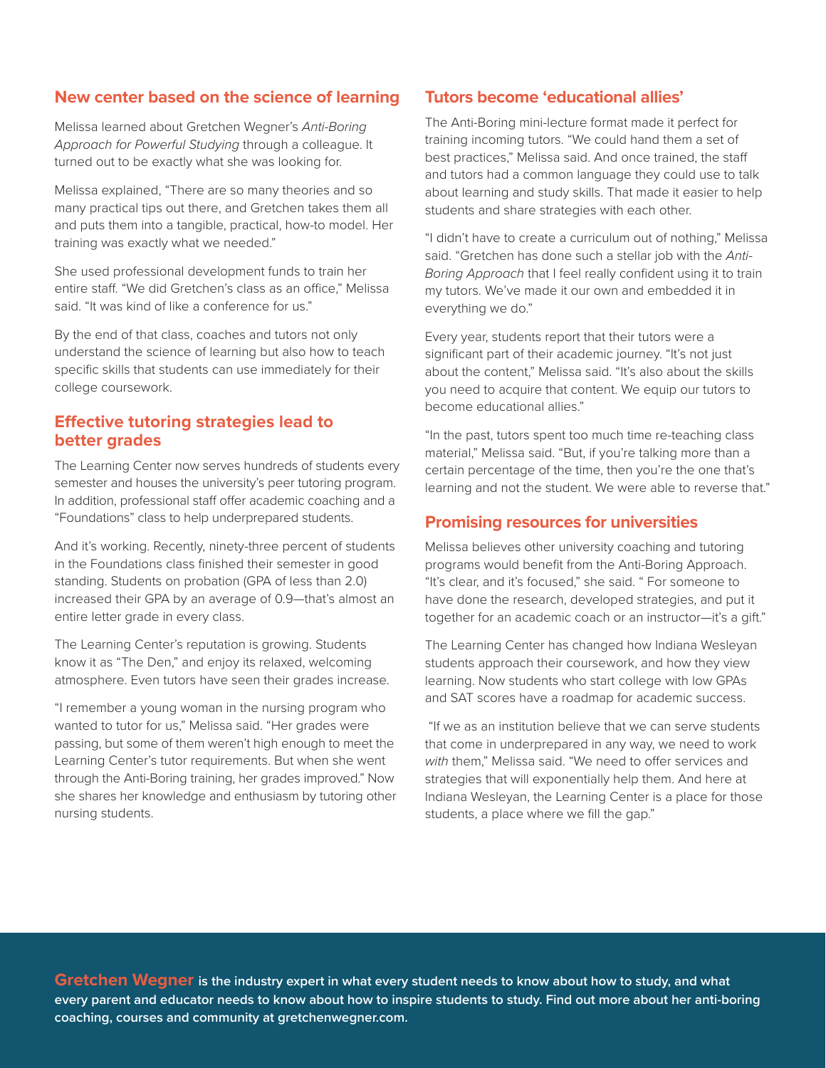## New center based on the science of learning

Melissa learned about Gretchen Wegner's *Anti-Boring Approach for Powerful Studying* through a colleague. It turned out to be exactly what she was looking for.

Melissa explained, "There are so many theories and so many practical tips out there, and Gretchen takes them all and puts them into a tangible, practical, how-to model. Her training was exactly what we needed."

She used professional development funds to train her entire staff. "We did Gretchen's class as an office," Melissa said. "It was kind of like a conference for us."

By the end of that class, coaches and tutors not only understand the science of learning but also how to teach specific skills that students can use immediately for their college coursework.

## Effective tutoring strategies lead to better grades

The Learning Center now serves hundreds of students every semester and houses the university's peer tutoring program. In addition, professional staff offer academic coaching and a "Foundations" class to help underprepared students.

And it's working. Recently, ninety-three percent of students in the Foundations class finished their semester in good standing. Students on probation (GPA of less than 2.0) increased their GPA by an average of 0.9—that's almost an entire letter grade in every class.

The Learning Center's reputation is growing. Students know it as "The Den," and enjoy its relaxed, welcoming atmosphere. Even tutors have seen their grades increase.

"I remember a young woman in the nursing program who wanted to tutor for us," Melissa said. "Her grades were passing, but some of them weren't high enough to meet the Learning Center's tutor requirements. But when she went through the Anti-Boring training, her grades improved." Now she shares her knowledge and enthusiasm by tutoring other nursing students.

## Tutors become 'educational allies'

The Anti-Boring mini-lecture format made it perfect for training incoming tutors. "We could hand them a set of best practices," Melissa said. And once trained, the staff and tutors had a common language they could use to talk about learning and study skills. That made it easier to help students and share strategies with each other.

"I didn't have to create a curriculum out of nothing," Melissa said. "Gretchen has done such a stellar job with the *Anti-Boring Approach* that I feel really confident using it to train my tutors. We've made it our own and embedded it in everything we do."

Every year, students report that their tutors were a significant part of their academic journey. "It's not just about the content," Melissa said. "It's also about the skills you need to acquire that content. We equip our tutors to become educational allies."

"In the past, tutors spent too much time re-teaching class material," Melissa said. "But, if you're talking more than a certain percentage of the time, then you're the one that's learning and not the student. We were able to reverse that."

## Promising resources for universities

Melissa believes other university coaching and tutoring programs would benefit from the Anti-Boring Approach. "It's clear, and it's focused," she said. " For someone to have done the research, developed strategies, and put it together for an academic coach or an instructor—it's a gift."

The Learning Center has changed how Indiana Wesleyan students approach their coursework, and how they view learning. Now students who start college with low GPAs and SAT scores have a roadmap for academic success.

"If we as an institution believe that we can serve students that come in underprepared in any way, we need to work *with* them," Melissa said. "We need to offer services and strategies that will exponentially help them. And here at Indiana Wesleyan, the Learning Center is a place for those students, a place where we fill the gap."

**Gretchen Wegner** **is the industry expert in what every student needs to know about how to study, and what every parent and educator needs to know about how to inspire students to study. Find out more about her anti-boring coaching, courses and community at gretchenwegner.com.**